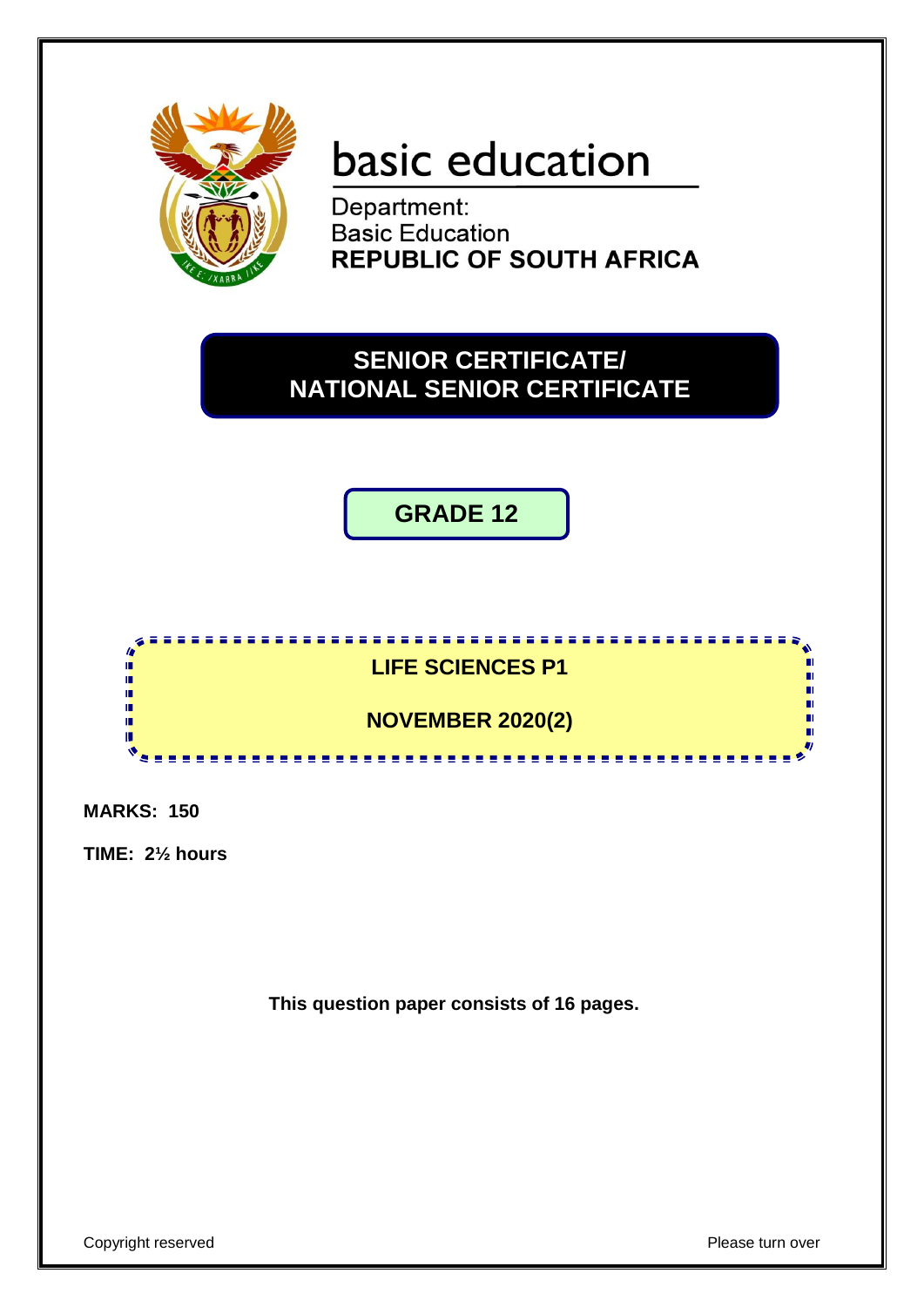basic education

Department:
Basic Education
**REPUBLIC OF SOUTH AFRICA**

# SENIOR CERTIFICATE/ NATIONAL SENIOR CERTIFICATE

## GRADE 12

## LIFE SCIENCES P1

## NOVEMBER 2020(2)

**MARKS: 150**

**TIME: 2½ hours**

**This question paper consists of 16 pages.**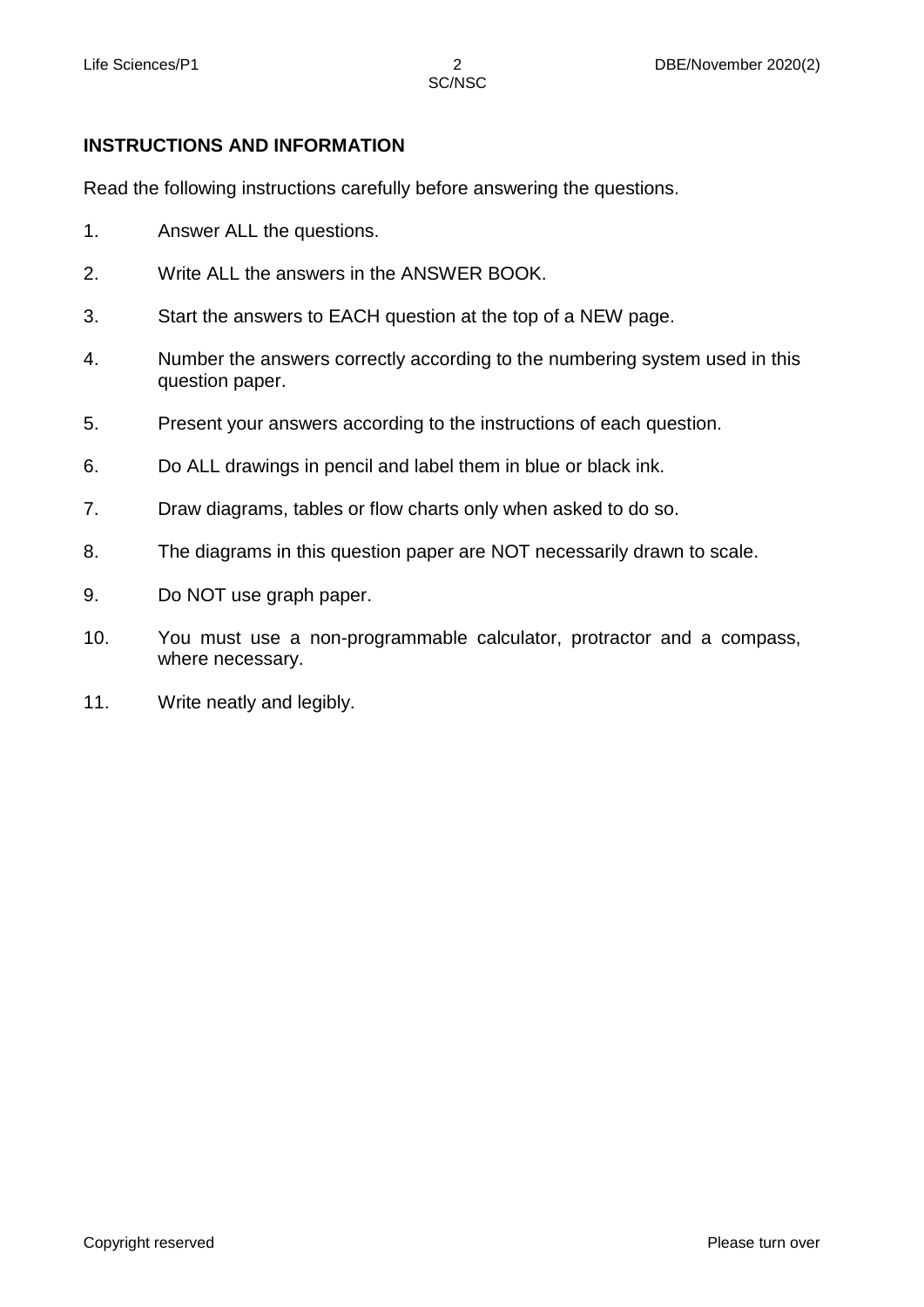**INSTRUCTIONS AND INFORMATION**

Read the following instructions carefully before answering the questions.

1. Answer ALL the questions.
2. Write ALL the answers in the ANSWER BOOK.
3. Start the answers to EACH question at the top of a NEW page.
4. Number the answers correctly according to the numbering system used in this question paper.
5. Present your answers according to the instructions of each question.
6. Do ALL drawings in pencil and label them in blue or black ink.
7. Draw diagrams, tables or flow charts only when asked to do so.
8. The diagrams in this question paper are NOT necessarily drawn to scale.
9. Do NOT use graph paper.
10. You must use a non-programmable calculator, protractor and a compass, where necessary.
11. Write neatly and legibly.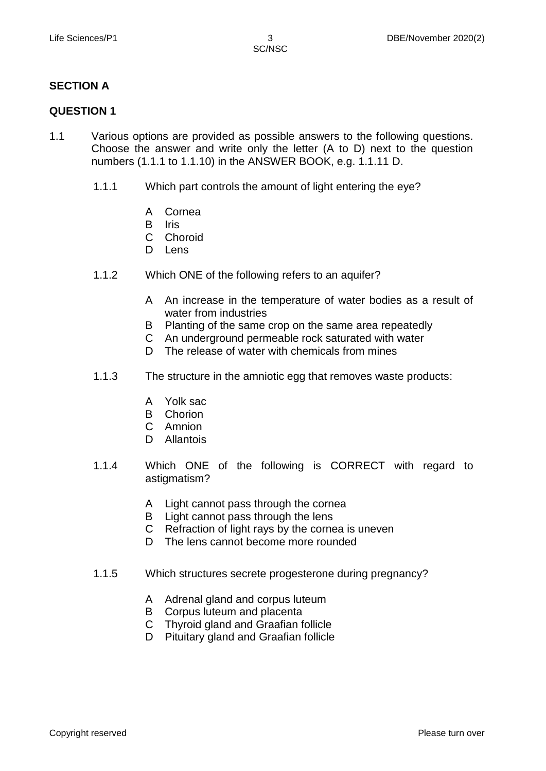## SECTION A

## QUESTION 1

1.1 Various options are provided as possible answers to the following questions. Choose the answer and write only the letter (A to D) next to the question numbers (1.1.1 to 1.1.10) in the ANSWER BOOK, e.g. 1.1.11 D.

1.1.1 Which part controls the amount of light entering the eye?

- A Cornea
- B Iris
- C Choroid
- D Lens

1.1.2 Which ONE of the following refers to an aquifer?

- A An increase in the temperature of water bodies as a result of water from industries
- B Planting of the same crop on the same area repeatedly
- C An underground permeable rock saturated with water
- D The release of water with chemicals from mines

1.1.3 The structure in the amniotic egg that removes waste products:

- A Yolk sac
- B Chorion
- C Amnion
- D Allantois

1.1.4 Which ONE of the following is CORRECT with regard to astigmatism?

- A Light cannot pass through the cornea
- B Light cannot pass through the lens
- C Refraction of light rays by the cornea is uneven
- D The lens cannot become more rounded

1.1.5 Which structures secrete progesterone during pregnancy?

- A Adrenal gland and corpus luteum
- B Corpus luteum and placenta
- C Thyroid gland and Graafian follicle
- D Pituitary gland and Graafian follicle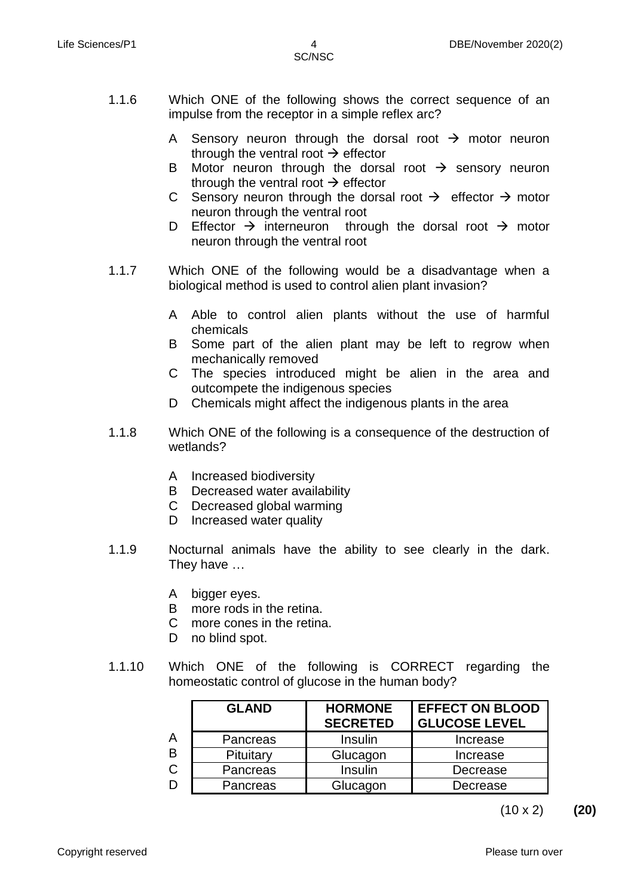1.1.6 Which ONE of the following shows the correct sequence of an impulse from the receptor in a simple reflex arc?

A Sensory neuron through the dorsal root → motor neuron through the ventral root → effector
B Motor neuron through the dorsal root → sensory neuron through the ventral root → effector
C Sensory neuron through the dorsal root → effector → motor neuron through the ventral root
D Effector → interneuron through the dorsal root → motor neuron through the ventral root

1.1.7 Which ONE of the following would be a disadvantage when a biological method is used to control alien plant invasion?

A Able to control alien plants without the use of harmful chemicals
B Some part of the alien plant may be left to regrow when mechanically removed
C The species introduced might be alien in the area and outcompete the indigenous species
D Chemicals might affect the indigenous plants in the area

1.1.8 Which ONE of the following is a consequence of the destruction of wetlands?

A Increased biodiversity
B Decreased water availability
C Decreased global warming
D Increased water quality

1.1.9 Nocturnal animals have the ability to see clearly in the dark. They have …

A bigger eyes.
B more rods in the retina.
C more cones in the retina.
D no blind spot.

1.1.10 Which ONE of the following is CORRECT regarding the homeostatic control of glucose in the human body?

| | GLAND | HORMONE SECRETED | EFFECT ON BLOOD GLUCOSE LEVEL |
|---|---|---|---|
| A | Pancreas | Insulin | Increase |
| B | Pituitary | Glucagon | Increase |
| C | Pancreas | Insulin | Decrease |
| D | Pancreas | Glucagon | Decrease |

(10 x 2) **(20)**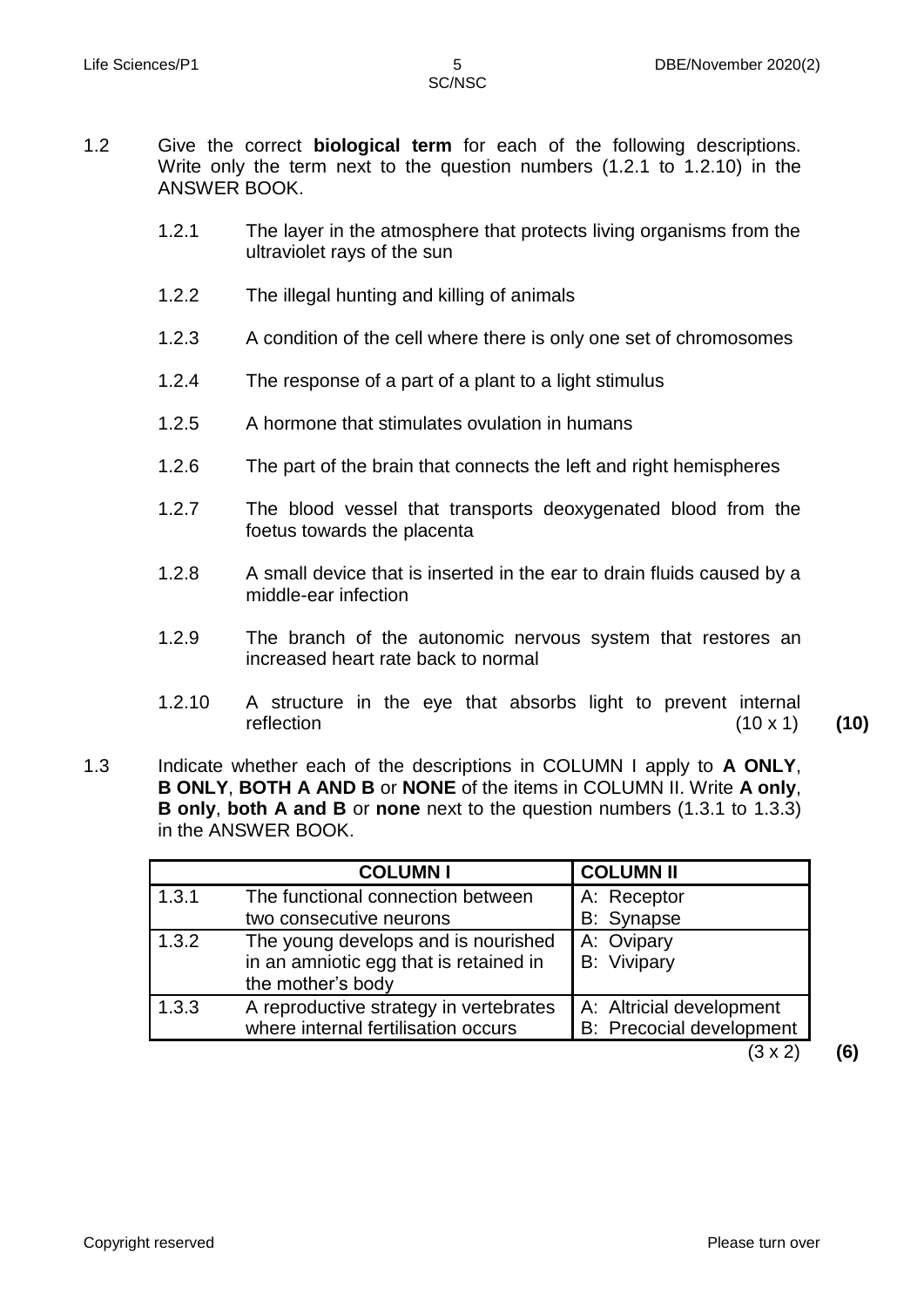1.2 Give the correct **biological term** for each of the following descriptions. Write only the term next to the question numbers (1.2.1 to 1.2.10) in the ANSWER BOOK.

1.2.1 The layer in the atmosphere that protects living organisms from the ultraviolet rays of the sun

1.2.2 The illegal hunting and killing of animals

1.2.3 A condition of the cell where there is only one set of chromosomes

1.2.4 The response of a part of a plant to a light stimulus

1.2.5 A hormone that stimulates ovulation in humans

1.2.6 The part of the brain that connects the left and right hemispheres

1.2.7 The blood vessel that transports deoxygenated blood from the foetus towards the placenta

1.2.8 A small device that is inserted in the ear to drain fluids caused by a middle-ear infection

1.2.9 The branch of the autonomic nervous system that restores an increased heart rate back to normal

1.2.10 A structure in the eye that absorbs light to prevent internal reflection (10 x 1) **(10)**

1.3 Indicate whether each of the descriptions in COLUMN I apply to **A ONLY**, **B ONLY**, **BOTH A AND B** or **NONE** of the items in COLUMN II. Write **A only**, **B only**, **both A and B** or **none** next to the question numbers (1.3.1 to 1.3.3) in the ANSWER BOOK.

| | **COLUMN I** | **COLUMN II** |
|---|---|---|
| 1.3.1 | The functional connection between two consecutive neurons | A: Receptor<br>B: Synapse |
| 1.3.2 | The young develops and is nourished in an amniotic egg that is retained in the mother's body | A: Ovipary<br>B: Vivipary |
| 1.3.3 | A reproductive strategy in vertebrates where internal fertilisation occurs | A: Altricial development<br>B: Precocial development |

(3 x 2) **(6)**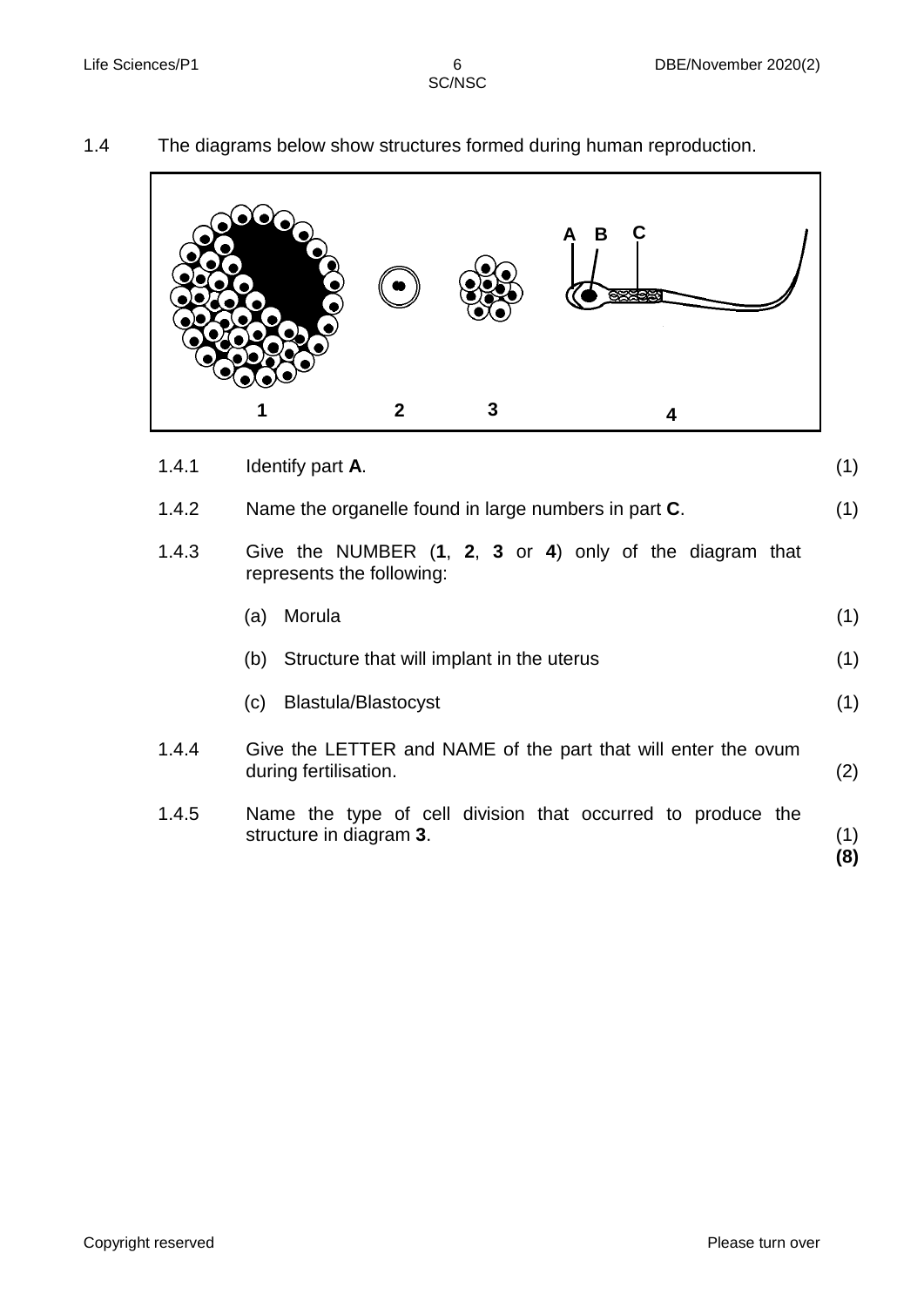1.4 The diagrams below show structures formed during human reproduction.

1.4.1 Identify part **A**. (1)

1.4.2 Name the organelle found in large numbers in part **C**. (1)

1.4.3 Give the NUMBER (**1**, **2**, **3** or **4**) only of the diagram that represents the following:

(a) Morula (1)

(b) Structure that will implant in the uterus (1)

(c) Blastula/Blastocyst (1)

1.4.4 Give the LETTER and NAME of the part that will enter the ovum during fertilisation. (2)

1.4.5 Name the type of cell division that occurred to produce the structure in diagram **3**. (1)

**(8)**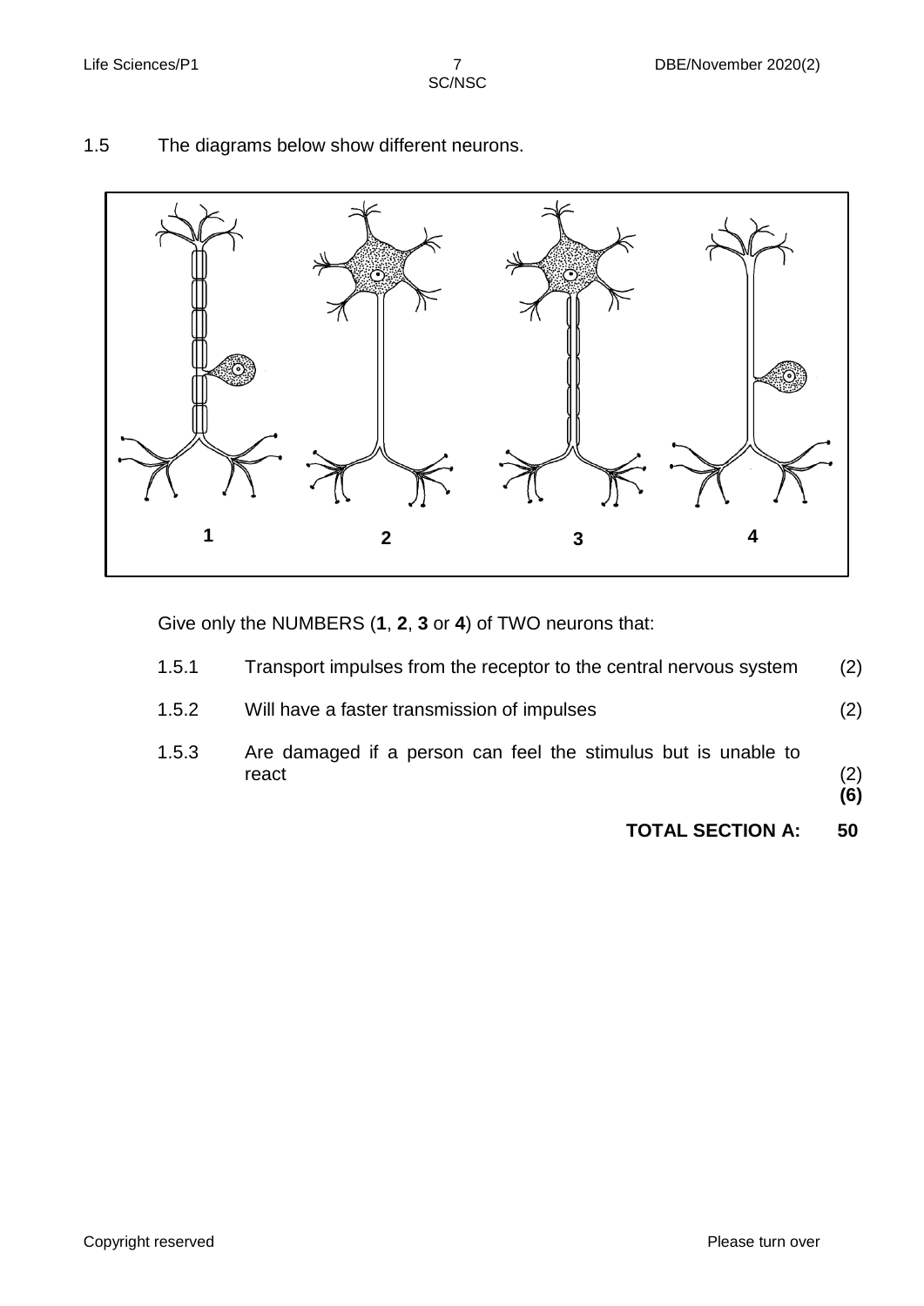1.5 The diagrams below show different neurons.

Give only the NUMBERS (**1**, **2**, **3** or **4**) of TWO neurons that:

1.5.1 Transport impulses from the receptor to the central nervous system (2)

1.5.2 Will have a faster transmission of impulses (2)

1.5.3 Are damaged if a person can feel the stimulus but is unable to react (2)
**(6)**

**TOTAL SECTION A: 50**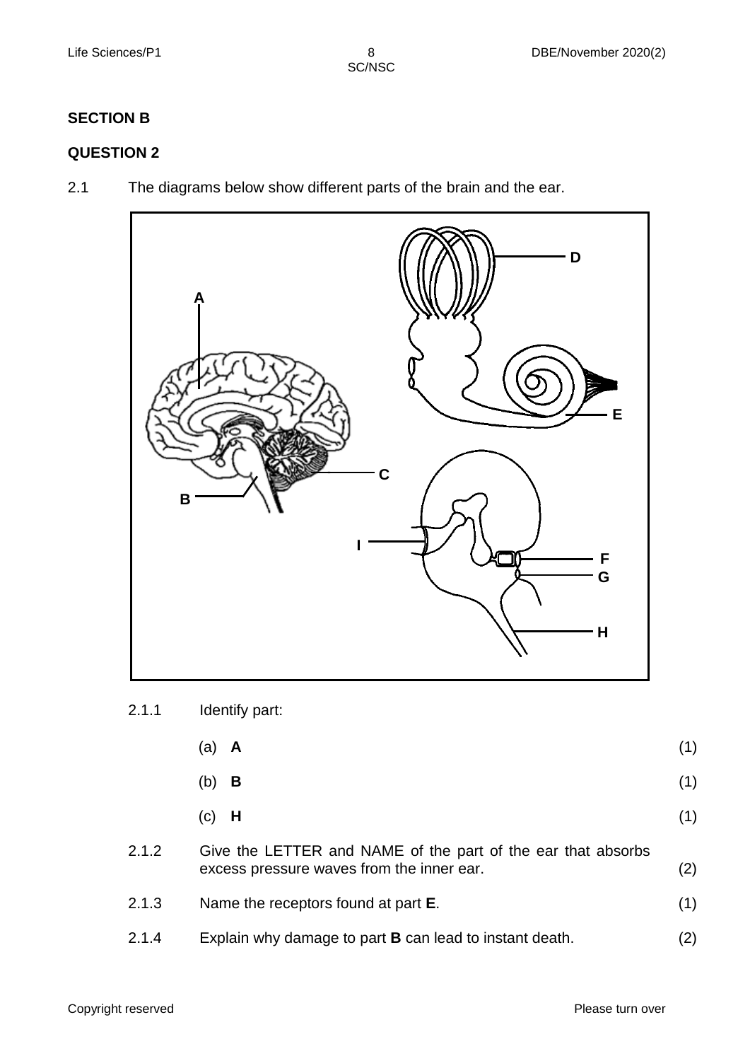## SECTION B

## QUESTION 2

2.1 The diagrams below show different parts of the brain and the ear.

2.1.1 Identify part:

(a) **A** (1)

(b) **B** (1)

(c) **H** (1)

2.1.2 Give the LETTER and NAME of the part of the ear that absorbs excess pressure waves from the inner ear. (2)

2.1.3 Name the receptors found at part **E**. (1)

2.1.4 Explain why damage to part **B** can lead to instant death. (2)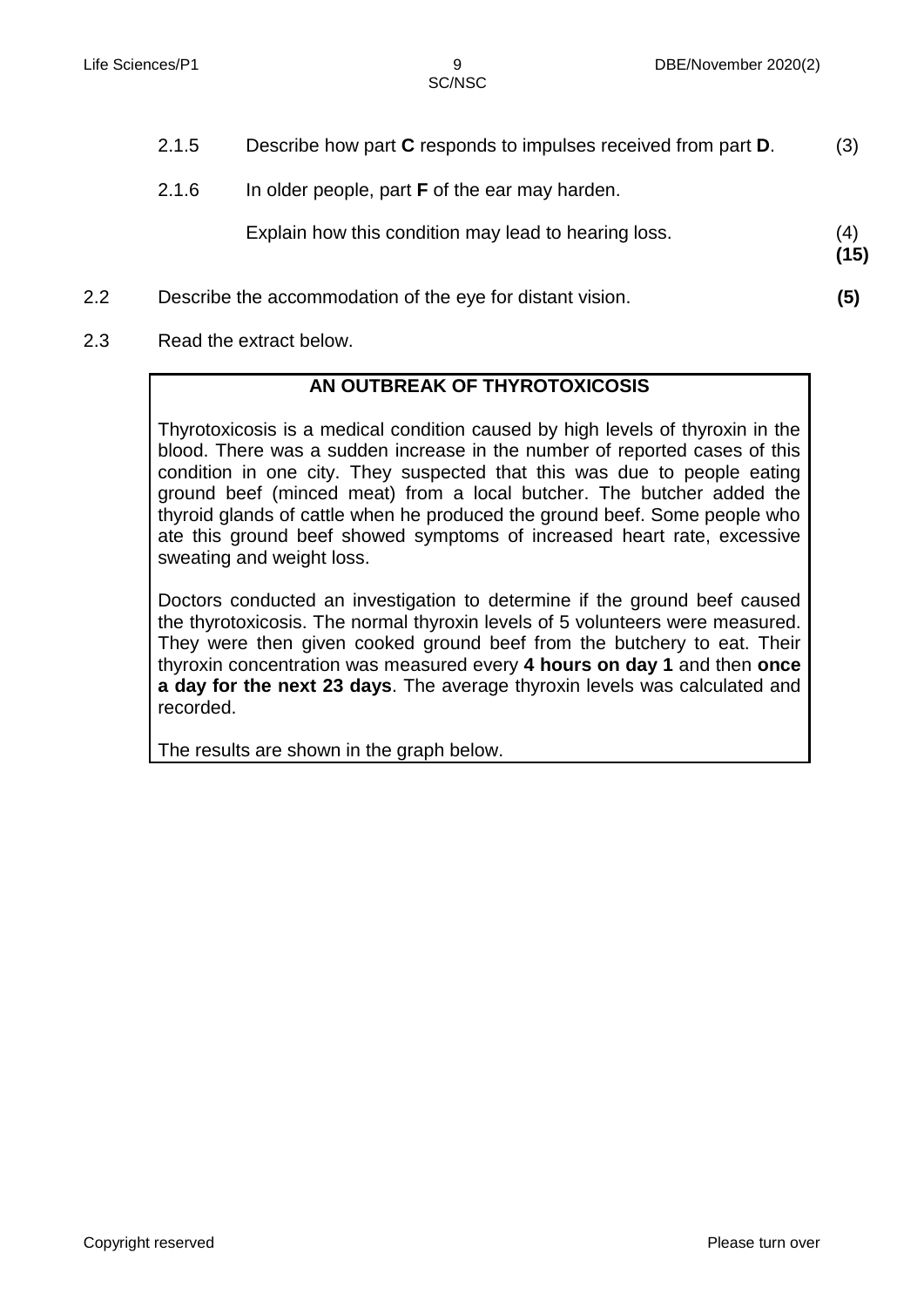2.1.5 Describe how part **C** responds to impulses received from part **D**. (3)

2.1.6 In older people, part **F** of the ear may harden.

Explain how this condition may lead to hearing loss. (4)
**(15)**

2.2 Describe the accommodation of the eye for distant vision. **(5)**

2.3 Read the extract below.

> **AN OUTBREAK OF THYROTOXICOSIS**
>
> Thyrotoxicosis is a medical condition caused by high levels of thyroxin in the blood. There was a sudden increase in the number of reported cases of this condition in one city. They suspected that this was due to people eating ground beef (minced meat) from a local butcher. The butcher added the thyroid glands of cattle when he produced the ground beef. Some people who ate this ground beef showed symptoms of increased heart rate, excessive sweating and weight loss.
>
> Doctors conducted an investigation to determine if the ground beef caused the thyrotoxicosis. The normal thyroxin levels of 5 volunteers were measured. They were then given cooked ground beef from the butchery to eat. Their thyroxin concentration was measured every **4 hours on day 1** and then **once a day for the next 23 days**. The average thyroxin levels was calculated and recorded.
>
> The results are shown in the graph below.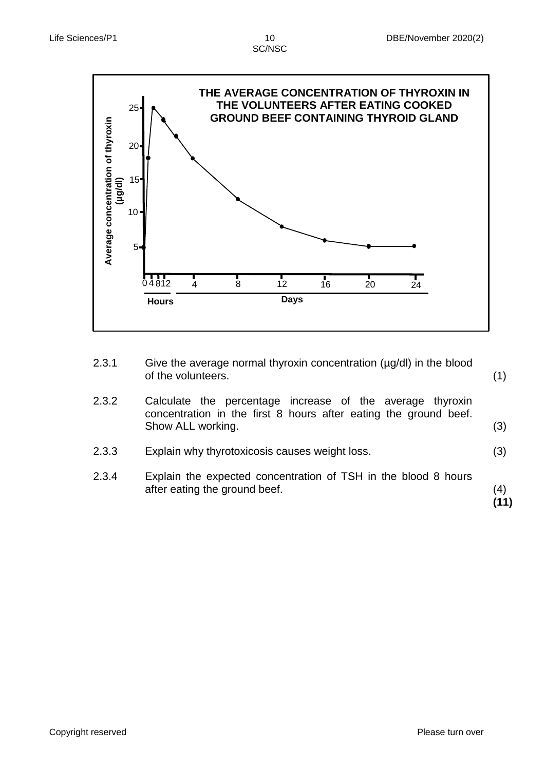**THE AVERAGE CONCENTRATION OF THYROXIN IN THE VOLUNTEERS AFTER EATING COOKED GROUND BEEF CONTAINING THYROID GLAND**

2.3.1 Give the average normal thyroxin concentration (µg/dl) in the blood of the volunteers. (1)

2.3.2 Calculate the percentage increase of the average thyroxin concentration in the first 8 hours after eating the ground beef. Show ALL working. (3)

2.3.3 Explain why thyrotoxicosis causes weight loss. (3)

2.3.4 Explain the expected concentration of TSH in the blood 8 hours after eating the ground beef. (4)

**(11)**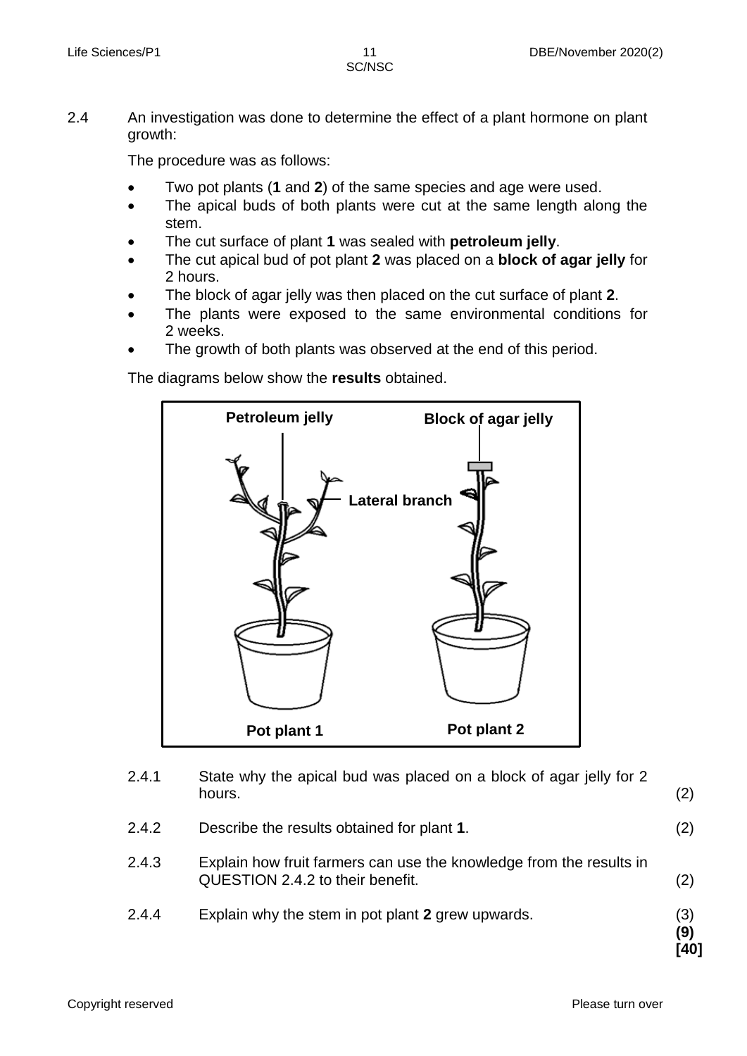2.4 An investigation was done to determine the effect of a plant hormone on plant growth:

The procedure was as follows:

- Two pot plants (**1** and **2**) of the same species and age were used.
- The apical buds of both plants were cut at the same length along the stem.
- The cut surface of plant **1** was sealed with **petroleum jelly**.
- The cut apical bud of pot plant **2** was placed on a **block of agar jelly** for 2 hours.
- The block of agar jelly was then placed on the cut surface of plant **2**.
- The plants were exposed to the same environmental conditions for 2 weeks.
- The growth of both plants was observed at the end of this period.

The diagrams below show the **results** obtained.

**Petroleum jelly** | **Block of agar jelly** | **Lateral branch**

**Pot plant 1** | **Pot plant 2**

| | | |
|---|---|---|
| 2.4.1 | State why the apical bud was placed on a block of agar jelly for 2 hours. | (2) |
| 2.4.2 | Describe the results obtained for plant **1**. | (2) |
| 2.4.3 | Explain how fruit farmers can use the knowledge from the results in QUESTION 2.4.2 to their benefit. | (2) |
| 2.4.4 | Explain why the stem in pot plant **2** grew upwards. | (3) |
| | | **(9)** |
| | | **[40]** |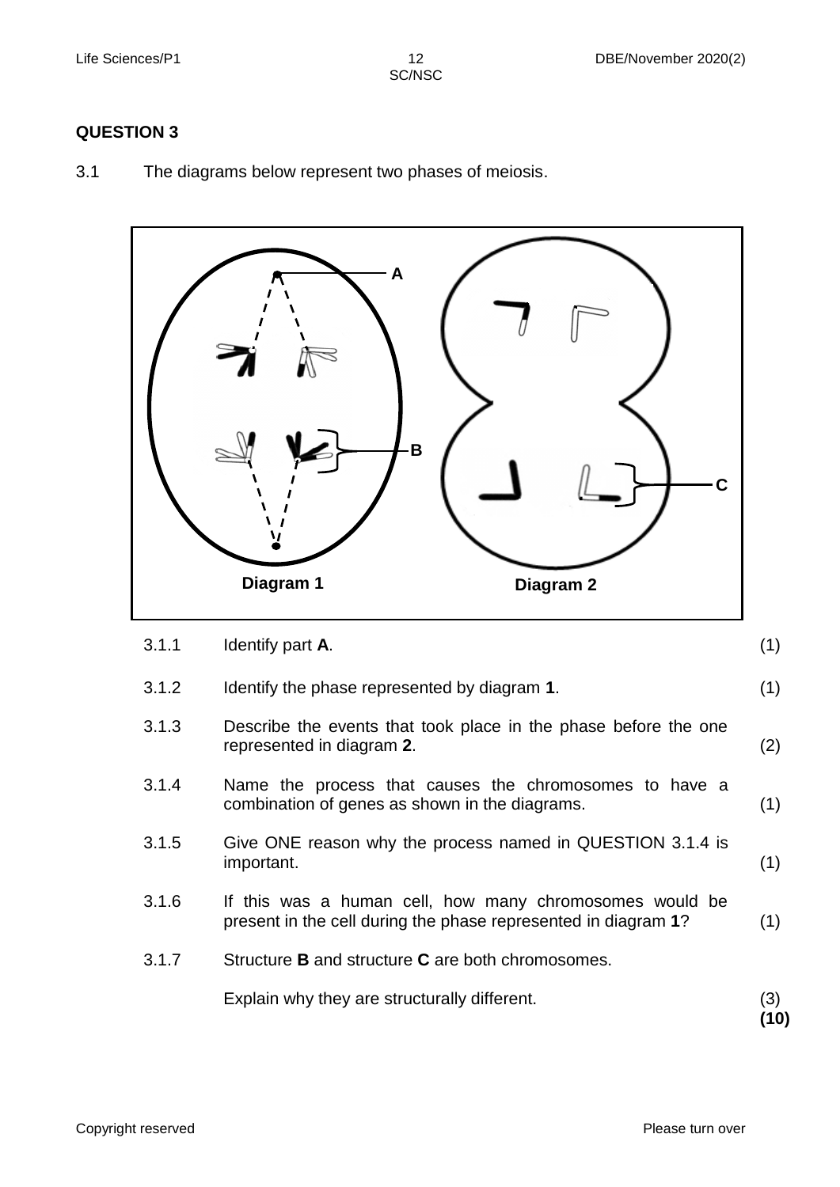## QUESTION 3

3.1 The diagrams below represent two phases of meiosis.

A

B

C

Diagram 1

Diagram 2

| | | |
|---|---|---|
| 3.1.1 | Identify part **A**. | (1) |
| 3.1.2 | Identify the phase represented by diagram **1**. | (1) |
| 3.1.3 | Describe the events that took place in the phase before the one represented in diagram **2**. | (2) |
| 3.1.4 | Name the process that causes the chromosomes to have a combination of genes as shown in the diagrams. | (1) |
| 3.1.5 | Give ONE reason why the process named in QUESTION 3.1.4 is important. | (1) |
| 3.1.6 | If this was a human cell, how many chromosomes would be present in the cell during the phase represented in diagram **1**? | (1) |
| 3.1.7 | Structure **B** and structure **C** are both chromosomes.<br><br>Explain why they are structurally different. | (3)<br>**(10)** |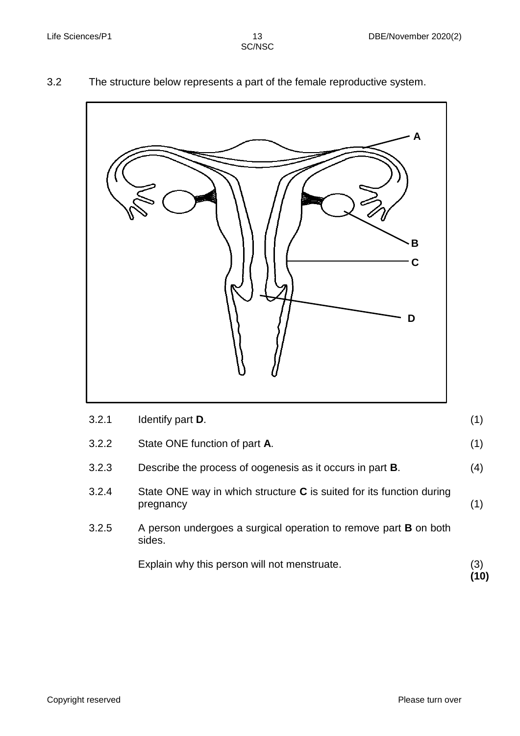3.2 The structure below represents a part of the female reproductive system.

| | | |
|---|---|---|
| 3.2.1 | Identify part **D**. | (1) |
| 3.2.2 | State ONE function of part **A**. | (1) |
| 3.2.3 | Describe the process of oogenesis as it occurs in part **B**. | (4) |
| 3.2.4 | State ONE way in which structure **C** is suited for its function during pregnancy | (1) |
| 3.2.5 | A person undergoes a surgical operation to remove part **B** on both sides. | |
| | Explain why this person will not menstruate. | (3) |
| | | **(10)** |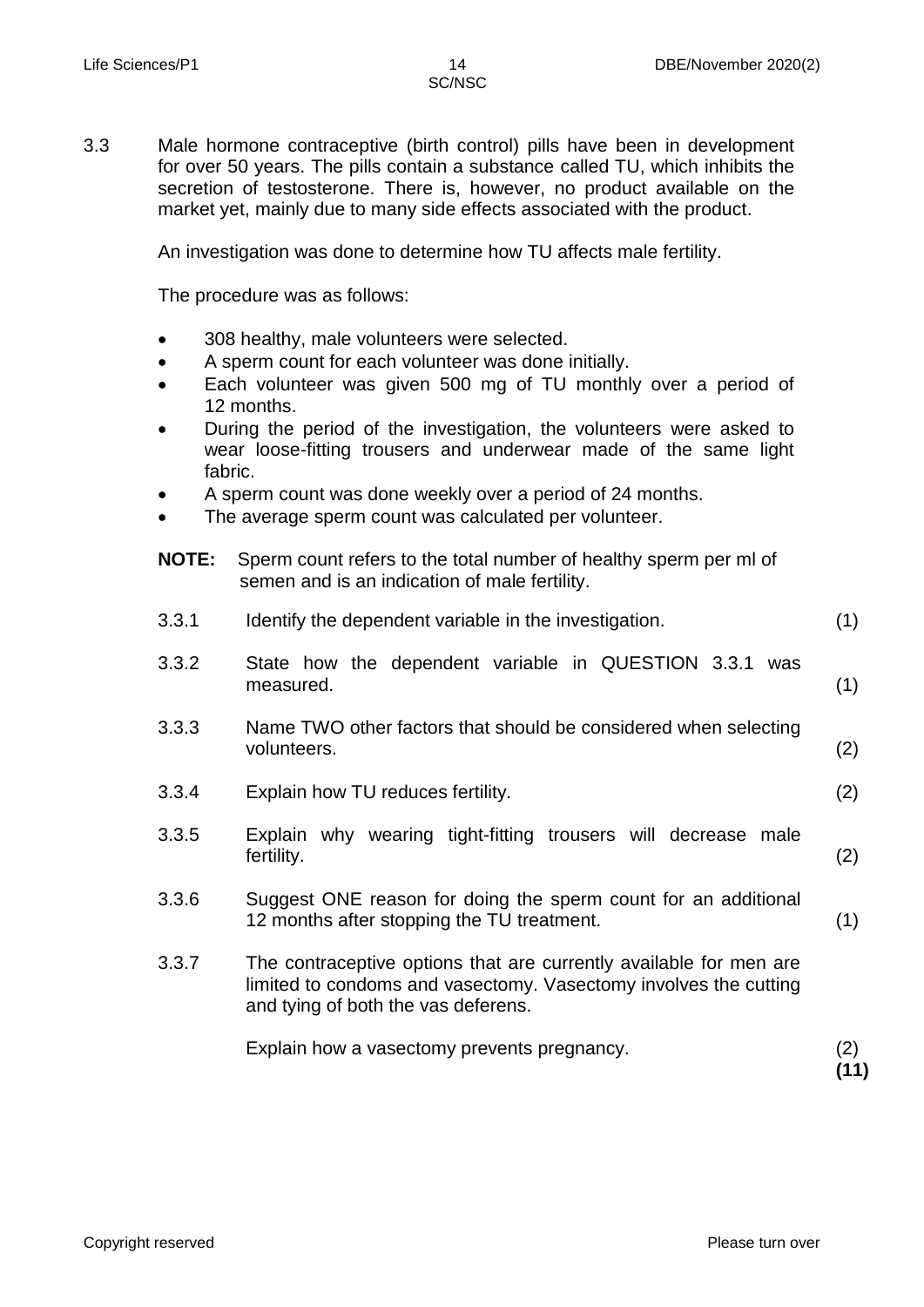3.3 Male hormone contraceptive (birth control) pills have been in development for over 50 years. The pills contain a substance called TU, which inhibits the secretion of testosterone. There is, however, no product available on the market yet, mainly due to many side effects associated with the product.

An investigation was done to determine how TU affects male fertility.

The procedure was as follows:

- 308 healthy, male volunteers were selected.
- A sperm count for each volunteer was done initially.
- Each volunteer was given 500 mg of TU monthly over a period of 12 months.
- During the period of the investigation, the volunteers were asked to wear loose-fitting trousers and underwear made of the same light fabric.
- A sperm count was done weekly over a period of 24 months.
- The average sperm count was calculated per volunteer.

**NOTE:** Sperm count refers to the total number of healthy sperm per ml of semen and is an indication of male fertility.

3.3.1 Identify the dependent variable in the investigation. (1)

3.3.2 State how the dependent variable in QUESTION 3.3.1 was measured. (1)

3.3.3 Name TWO other factors that should be considered when selecting volunteers. (2)

3.3.4 Explain how TU reduces fertility. (2)

3.3.5 Explain why wearing tight-fitting trousers will decrease male fertility. (2)

3.3.6 Suggest ONE reason for doing the sperm count for an additional 12 months after stopping the TU treatment. (1)

3.3.7 The contraceptive options that are currently available for men are limited to condoms and vasectomy. Vasectomy involves the cutting and tying of both the vas deferens.

Explain how a vasectomy prevents pregnancy. (2)

**(11)**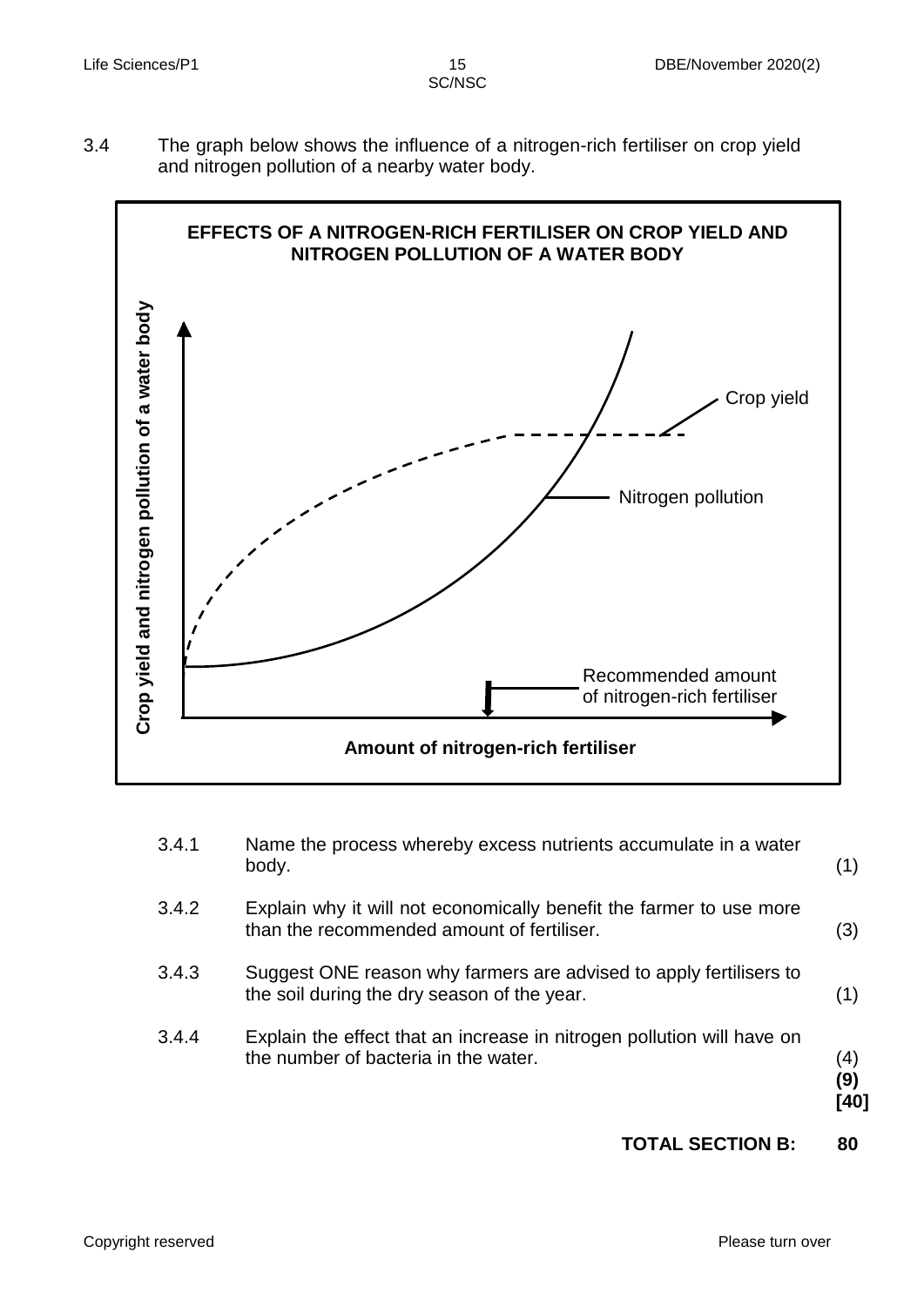3.4 The graph below shows the influence of a nitrogen-rich fertiliser on crop yield and nitrogen pollution of a nearby water body.

**EFFECTS OF A NITROGEN-RICH FERTILISER ON CROP YIELD AND NITROGEN POLLUTION OF A WATER BODY**

Crop yield and nitrogen pollution of a water body

Crop yield

Nitrogen pollution

Recommended amount of nitrogen-rich fertiliser

Amount of nitrogen-rich fertiliser

3.4.1 Name the process whereby excess nutrients accumulate in a water body. (1)

3.4.2 Explain why it will not economically benefit the farmer to use more than the recommended amount of fertiliser. (3)

3.4.3 Suggest ONE reason why farmers are advised to apply fertilisers to the soil during the dry season of the year. (1)

3.4.4 Explain the effect that an increase in nitrogen pollution will have on the number of bacteria in the water. (4)

**(9)**

**[40]**

**TOTAL SECTION B: 80**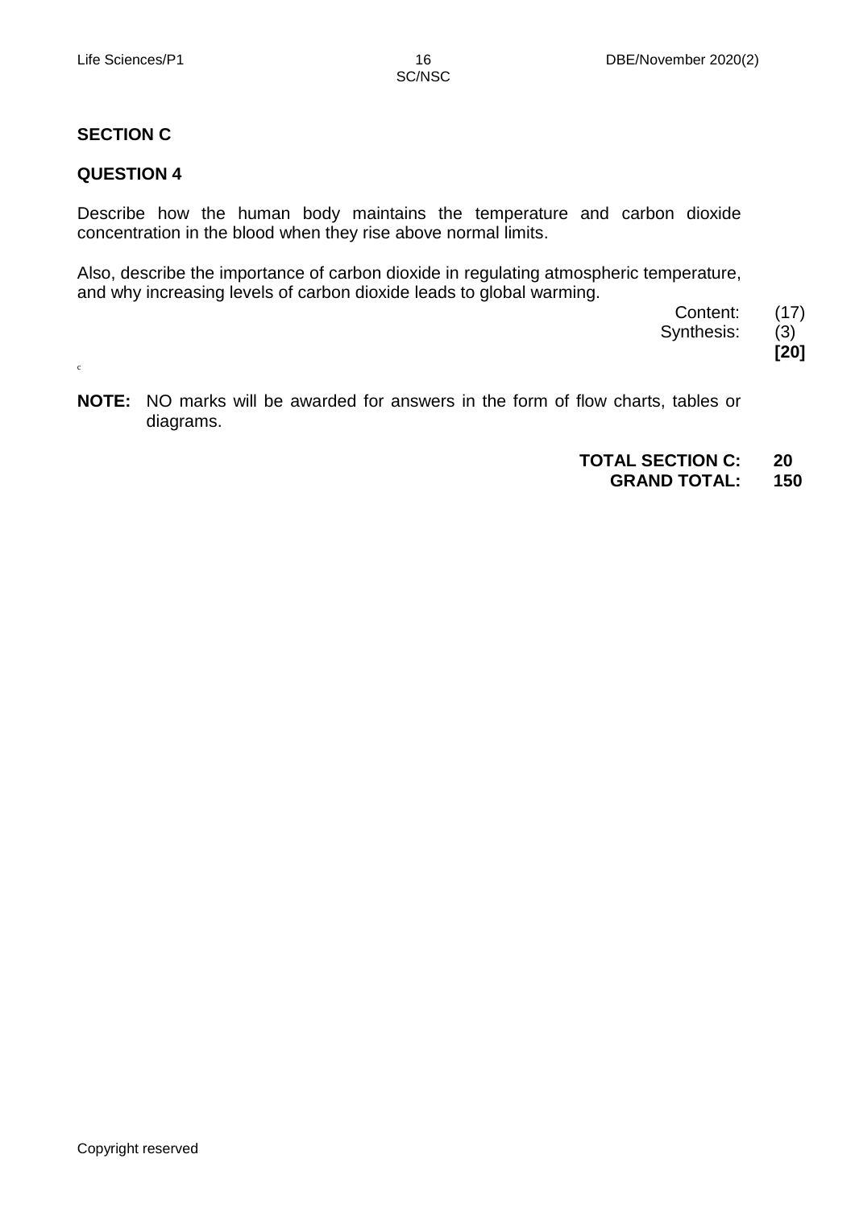## SECTION C

### QUESTION 4

Describe how the human body maintains the temperature and carbon dioxide concentration in the blood when they rise above normal limits.

Also, describe the importance of carbon dioxide in regulating atmospheric temperature, and why increasing levels of carbon dioxide leads to global warming.

Content: (17)
Synthesis: (3)
**[20]**

c

**NOTE:** NO marks will be awarded for answers in the form of flow charts, tables or diagrams.

**TOTAL SECTION C: 20**
**GRAND TOTAL: 150**